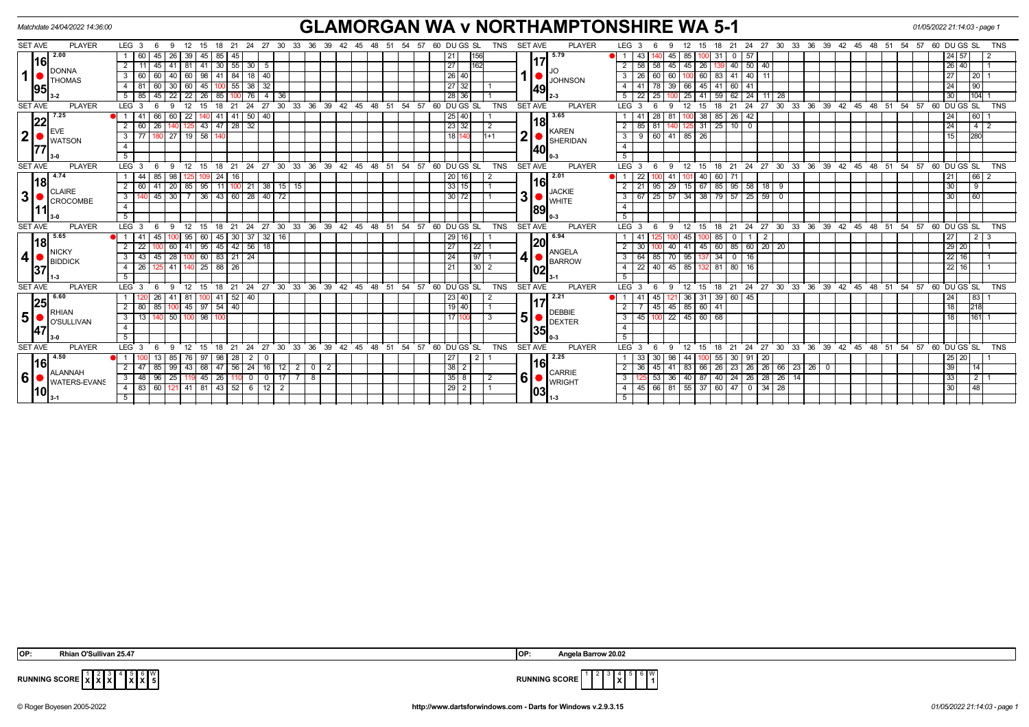Matchdate 24/04/2022 14:36:00

# GLAMORGAN WA v NORTHAMPTONSHIRE WA 5-1

01/05/2022 21:14:03 - page 1

| SET AVE | PLAYER | LEG | 3 | 6 | 9 | 12 | 15 | 18 | 21 | 24 | 27 | 30 | 33 | 36 | DU | GS | SL | TNS | SET AVE | PLAYER | LEG | 3 | 6 | 9 | 12 | 15 | 18 | 21 | 24 | 27 | 30 | 33 | 36 | 39 | DU | GS | SL | TNS |
|---|---|---|---|---|---|---|---|---|---|---|---|---|---|---|---|---|---|---|---|---|---|---|---|---|---|---|---|---|---|---|---|---|---|---|---|---|---|---|
| 1 16.95 | DONNA THOMAS 2.00 3-2 | 1 | 60 | 45 | 26 | 39 | 45 | 85 | 45 | | | | | | 21 | | 156 | | 1 17.49 | JO JOHNSON 5.79 2-3 | 1 | 43 | 140 | 45 | 85 | 100 | 31 | 0 | 57 | | | | | | 24 | 57 | | 2 |
| | | 2 | 11 | 45 | 41 | 81 | 41 | 30 | 55 | 30 | 5 | | | | 27 | | 162 | | | | 2 | 58 | 58 | 45 | 45 | 26 | 139 | 40 | 50 | 40 | | | | | 26 | 40 | | 1 |
| | | 3 | 60 | 60 | 40 | 60 | 98 | 41 | 84 | 18 | 40 | | | | 26 | 40 | | | | | 3 | 26 | 60 | 60 | 100 | 60 | 83 | 41 | 40 | 11 | | | | | 27 | | 20 | 1 |
| | | 4 | 81 | 60 | 30 | 60 | 45 | 100 | 55 | 38 | 32 | | | | 27 | 32 | | 1 | | | 4 | 41 | 78 | 39 | 66 | 45 | 41 | 60 | 41 | | | | | | 24 | | 90 | |
| | | 5 | 85 | 45 | 22 | 22 | 26 | 85 | 100 | 76 | 4 | 36 | | | 28 | 36 | | 1 | | | 5 | 22 | 25 | 100 | 25 | 41 | 59 | 62 | 24 | 11 | 28 | | | | 30 | | 104 | 1 |
| 2 22.77 | EVE WATSON 7.25 3-0 | 1 | 41 | 66 | 60 | 22 | 140 | 41 | 41 | 50 | 40 | | | | 25 | 40 | | 1 | 2 18.40 | KAREN SHERIDAN 3.65 0-3 | 1 | 41 | 28 | 81 | 100 | 38 | 85 | 26 | 42 | | | | | | 24 | | 60 | 1 |
| | | 2 | 60 | 26 | 140 | 125 | 43 | 47 | 28 | 32 | | | | | 23 | 32 | | 2 | | | 2 | 85 | 81 | 140 | 125 | 31 | 25 | 10 | 0 | | | | | | 24 | | 4 | 2 |
| | | 3 | 77 | 180 | 27 | 19 | 58 | 140 | | | | | | | 18 | 140 | | 1+1 | | | 3 | 9 | 60 | 41 | 85 | 26 | | | | | | | | | 15 | | 280 | |
| 3 18.11 | CLAIRE CROCOMBE 4.74 3-0 | 1 | 44 | 85 | 98 | 125 | 109 | 24 | 16 | | | | | | 20 | 16 | | 2 | 3 16.89 | JACKIE WHITE 2.01 0-3 | 1 | 22 | 100 | 41 | 101 | 40 | 60 | 71 | | | | | | | 21 | | 66 | 2 |
| | | 2 | 60 | 41 | 20 | 85 | 95 | 11 | 100 | 21 | 38 | 15 | 15 | | 33 | 15 | | 1 | | | 2 | 21 | 95 | 29 | 15 | 67 | 85 | 95 | 58 | 18 | 9 | | | | 30 | | 9 | |
| | | 3 | 140 | 45 | 30 | 7 | 36 | 43 | 60 | 28 | 40 | 72 | | | 30 | 72 | | 1 | | | 3 | 67 | 25 | 57 | 34 | 38 | 79 | 57 | 25 | 59 | 0 | | | | 30 | | 60 | |
| 4 18.37 | NICKY BIDDICK 5.65 1-3 | 1 | 41 | 45 | 100 | 95 | 60 | 45 | 30 | 37 | 32 | 16 | | | 29 | 16 | | 1 | 4 20.02 | ANGELA BARROW 6.94 3-1 | 1 | 41 | 125 | 100 | 45 | 100 | 85 | 0 | 1 | 2 | | | | | 27 | | 2 | 3 |
| | | 2 | 22 | 100 | 60 | 41 | 95 | 45 | 42 | 56 | 18 | | | | 27 | | 22 | 1 | | | 2 | 30 | 100 | 40 | 41 | 45 | 60 | 85 | 60 | 20 | 20 | | | | 29 | 20 | | 1 |
| | | 3 | 43 | 45 | 28 | 100 | 60 | 83 | 21 | 24 | | | | | 24 | | 97 | 1 | | | 3 | 64 | 85 | 70 | 95 | 137 | 34 | 0 | 16 | | | | | | 22 | 16 | | 1 |
| | | 4 | 26 | 125 | 41 | 140 | 25 | 88 | 26 | | | | | | 21 | | 30 | 2 | | | 4 | 22 | 40 | 45 | 85 | 132 | 81 | 80 | 16 | | | | | | 22 | 16 | | 1 |
| 5 25.47 | RHIAN O'SULLIVAN 6.60 3-0 | 1 | 120 | 26 | 41 | 81 | 100 | 41 | 52 | 40 | | | | | 23 | 40 | | 2 | 5 17.35 | DEBBIE DEXTER 2.21 0-3 | 1 | 41 | 45 | 121 | 36 | 31 | 39 | 60 | 45 | | | | | | 24 | | 83 | 1 |
| | | 2 | 80 | 85 | 100 | 45 | 97 | 54 | 40 | | | | | | 19 | 40 | | 1 | | | 2 | 7 | 45 | 45 | 85 | 60 | 41 | | | | | | | | 18 | | 218 | |
| | | 3 | 13 | 140 | 50 | 100 | 98 | 100 | | | | | | | 17 | 100 | | 3 | | | 3 | 45 | 100 | 22 | 45 | 60 | 68 | | | | | | | | 18 | | 161 | 1 |
| 6 16.10 | ALANNAH WATERS-EVANS 4.50 3-1 | 1 | 100 | 13 | 85 | 76 | 97 | 98 | 28 | 2 | 0 | | | | 27 | | 2 | 1 | 6 16.03 | CARRIE WRIGHT 2.25 1-3 | 1 | 33 | 30 | 98 | 44 | 100 | 55 | 30 | 91 | 20 | | | | | 25 | 20 | | 1 |
| | | 2 | 47 | 85 | 99 | 43 | 68 | 47 | 56 | 24 | 16 | 12 | 2 | 0 / 2 | 38 | 2 | | | | | 2 | 36 | 45 | 41 | 83 | 66 | 26 | 23 | 26 | 26 | 66 | 23 | 26 | 0 | 39 | | 14 | |
| | | 3 | 48 | 96 | 25 | 119 | 45 | 26 | 110 | 0 | 0 | 17 | 7 | 8 | 35 | 8 | | 2 | | | 3 | 125 | 53 | 36 | 40 | 87 | 40 | 24 | 26 | 28 | 26 | 14 | | | 33 | | 2 | 1 |
| | | 4 | 83 | 60 | 121 | 41 | 81 | 43 | 52 | 6 | 12 | 2 | | | 29 | 2 | | 1 | | | 4 | 45 | 66 | 81 | 55 | 37 | 60 | 47 | 0 | 34 | 28 | | | | 30 | | 48 | |

OP: Rhian O'Sullivan 25.47

OP: Angela Barrow 20.02

RUNNING SCORE (Glamorgan): 1 X, 2 X, 3 X, 4 –, 5 X, 6 X, W 5

RUNNING SCORE (Northamptonshire): 1 –, 2 –, 3 –, 4 X, 5 –, 6 –, W 1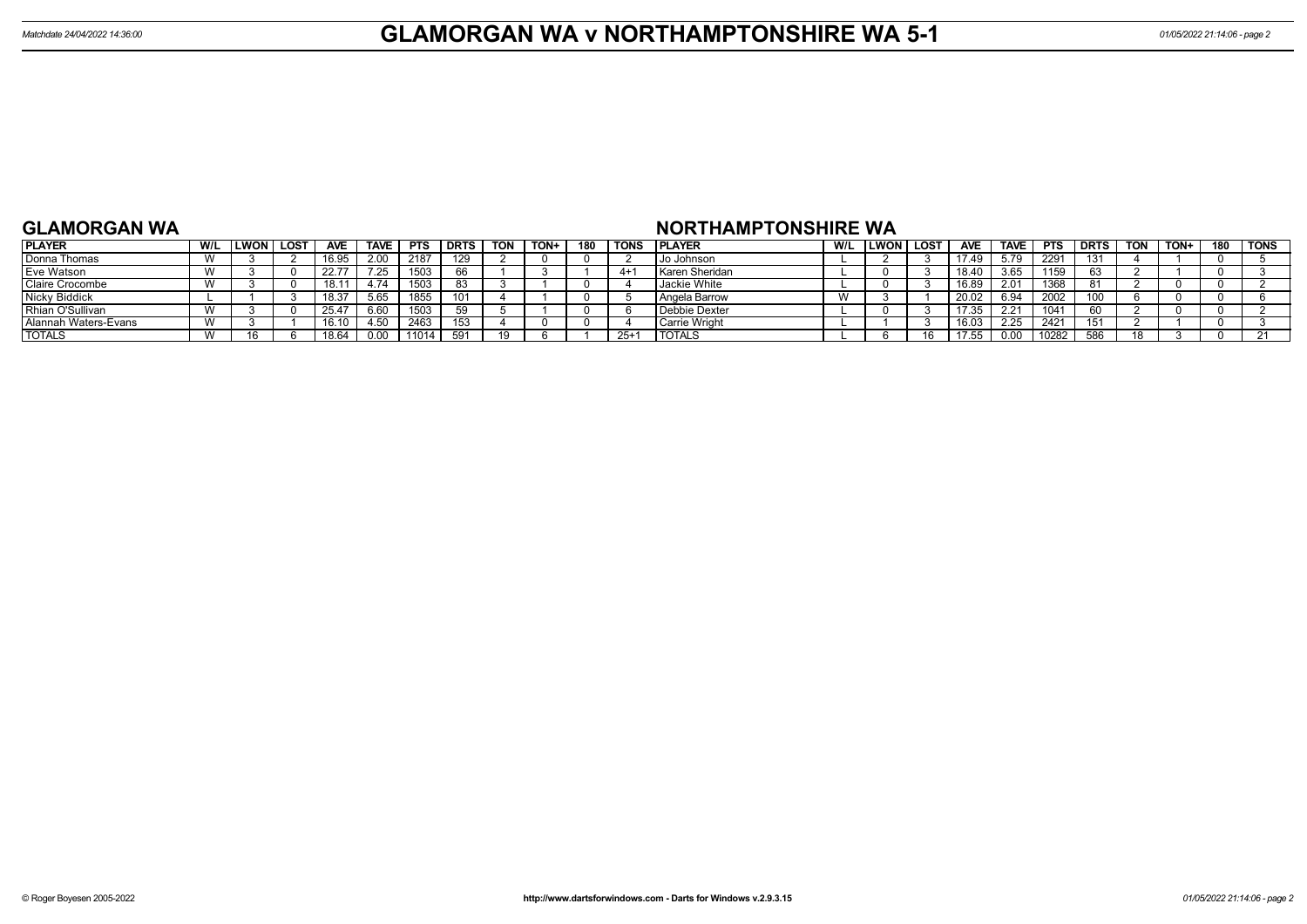# GLAMORGAN WA v NORTHAMPTONSHIRE WA 5-1

Matchdate 24/04/2022 14:36:00

## GLAMORGAN WA

| PLAYER | W/L | LWON | LOST | AVE | TAVE | PTS | DRTS | TON | TON+ | 180 | TONS |
|---|---|---|---|---|---|---|---|---|---|---|---|
| Donna Thomas | W | 3 | 2 | 16.95 | 2.00 | 2187 | 129 | 2 | 0 | 0 | 2 |
| Eve Watson | W | 3 | 0 | 22.77 | 7.25 | 1503 | 66 | 1 | 3 | 1 | 4+1 |
| Claire Crocombe | W | 3 | 0 | 18.11 | 4.74 | 1503 | 83 | 3 | 1 | 0 | 4 |
| Nicky Biddick | L | 1 | 3 | 18.37 | 5.65 | 1855 | 101 | 4 | 1 | 0 | 5 |
| Rhian O'Sullivan | W | 3 | 0 | 25.47 | 6.60 | 1503 | 59 | 5 | 1 | 0 | 6 |
| Alannah Waters-Evans | W | 3 | 1 | 16.10 | 4.50 | 2463 | 153 | 4 | 0 | 0 | 4 |
| TOTALS | W | 16 | 6 | 18.64 | 0.00 | 11014 | 591 | 19 | 6 | 1 | 25+1 |

## NORTHAMPTONSHIRE WA

| PLAYER | W/L | LWON | LOST | AVE | TAVE | PTS | DRTS | TON | TON+ | 180 | TONS |
|---|---|---|---|---|---|---|---|---|---|---|---|
| Jo Johnson | L | 2 | 3 | 17.49 | 5.79 | 2291 | 131 | 4 | 1 | 0 | 5 |
| Karen Sheridan | L | 0 | 3 | 18.40 | 3.65 | 1159 | 63 | 2 | 1 | 0 | 3 |
| Jackie White | L | 0 | 3 | 16.89 | 2.01 | 1368 | 81 | 2 | 0 | 0 | 2 |
| Angela Barrow | W | 3 | 1 | 20.02 | 6.94 | 2002 | 100 | 6 | 0 | 0 | 6 |
| Debbie Dexter | L | 0 | 3 | 17.35 | 2.21 | 1041 | 60 | 2 | 0 | 0 | 2 |
| Carrie Wright | L | 1 | 3 | 16.03 | 2.25 | 2421 | 151 | 2 | 1 | 0 | 3 |
| TOTALS | L | 6 | 16 | 17.55 | 0.00 | 10282 | 586 | 18 | 3 | 0 | 21 |

© Roger Boyesen 2005-2022 http://www.dartsforwindows.com - Darts for Windows v.2.9.3.15